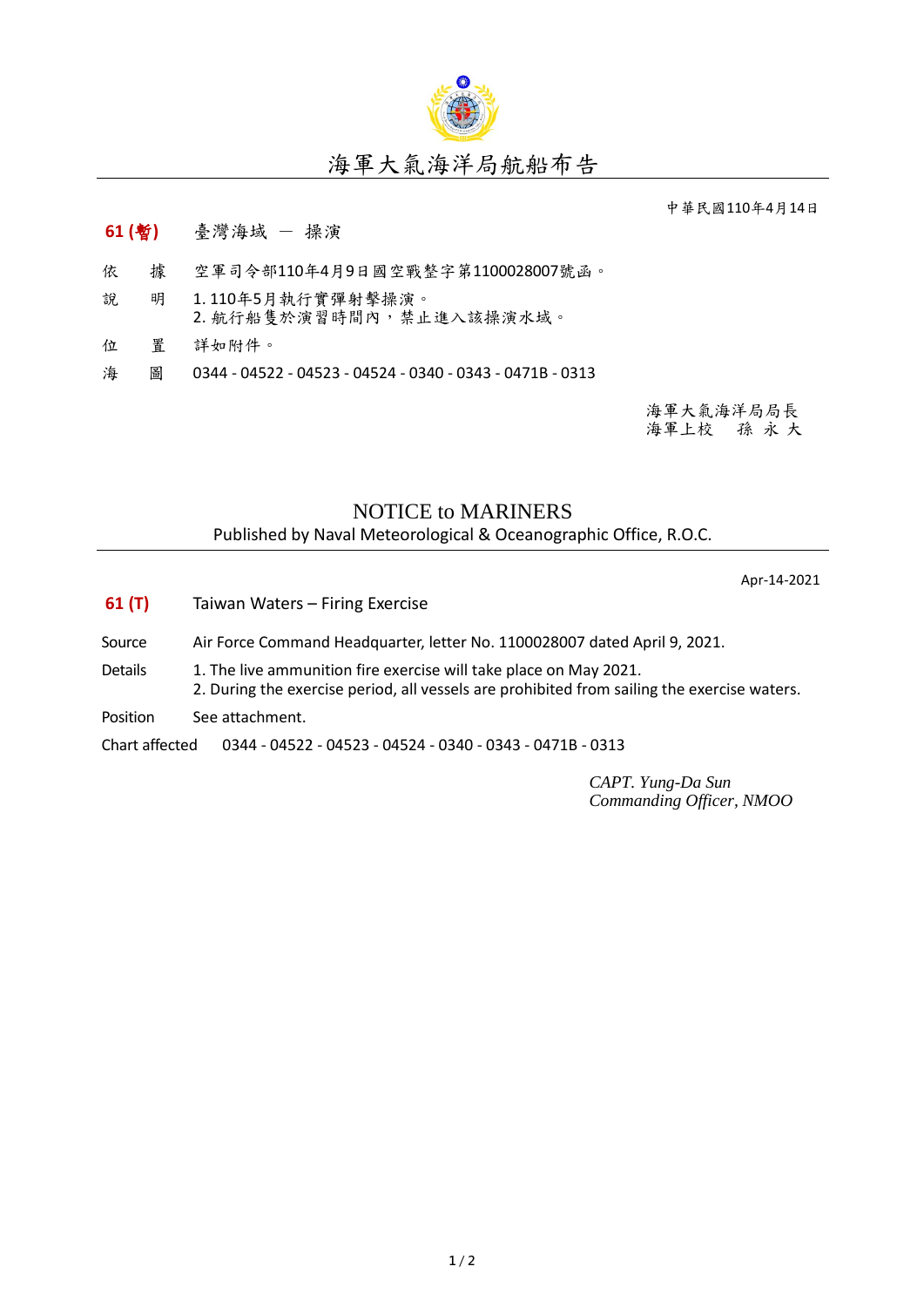# 海軍大氣海洋局航船布告

中華民國110年4月14日

**61 (暫)**　臺灣海域 － 操演

依　據　空軍司令部110年4月9日國空戰整字第1100028007號函。

說　明　1. 110年5月執行實彈射擊操演。
2. 航行船隻於演習時間內，禁止進入該操演水域。

位　置　詳如附件。

海　圖　0344 - 04522 - 04523 - 04524 - 0340 - 0343 - 0471B - 0313

海軍大氣海洋局局長
海軍上校　孫 永 大

# NOTICE to MARINERS

Published by Naval Meteorological & Oceanographic Office, R.O.C.

Apr-14-2021

**61 (T)**　Taiwan Waters – Firing Exercise

Source　Air Force Command Headquarter, letter No. 1100028007 dated April 9, 2021.

Details　1. The live ammunition fire exercise will take place on May 2021.
2. During the exercise period, all vessels are prohibited from sailing the exercise waters.

Position　See attachment.

Chart affected　0344 - 04522 - 04523 - 04524 - 0340 - 0343 - 0471B - 0313

*CAPT. Yung-Da Sun*
*Commanding Officer, NMOO*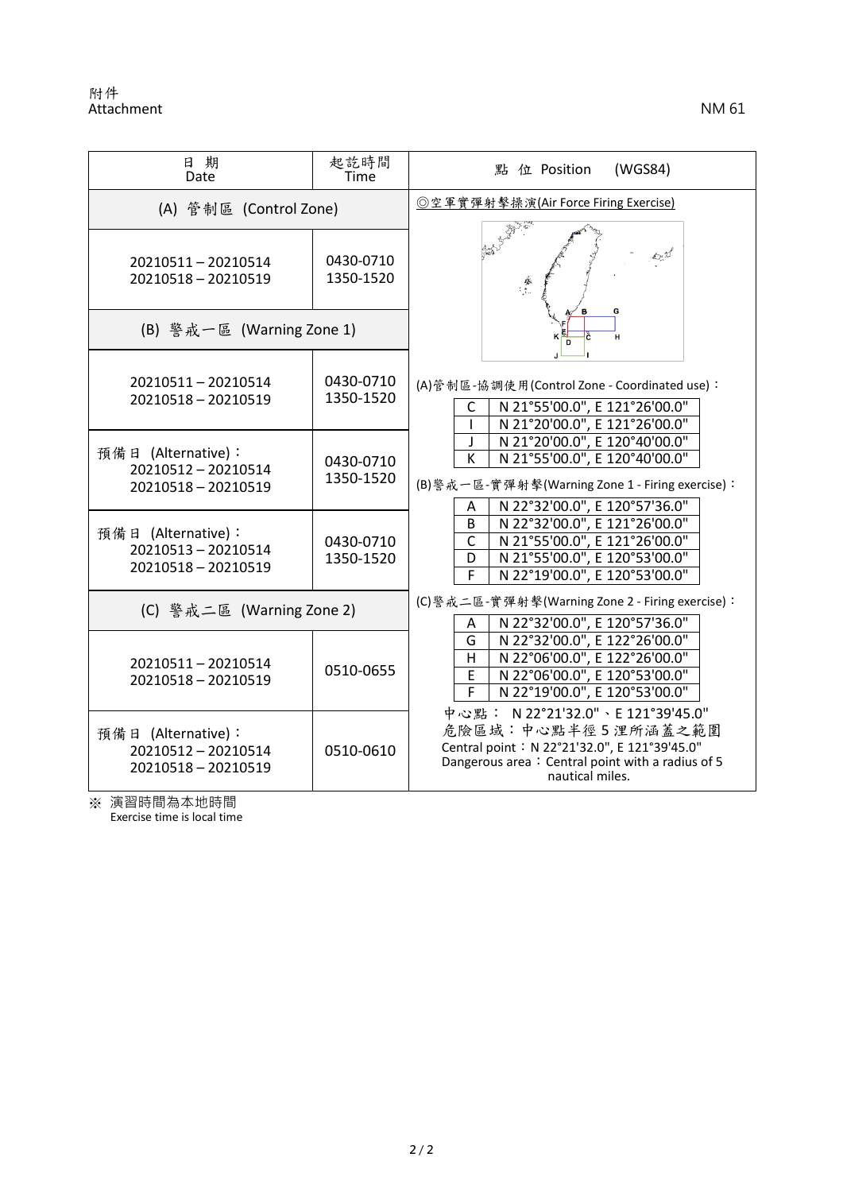附件
Attachment

NM 61

| 日 期 Date | 起訖時間 Time | 點 位 Position (WGS84) |
| --- | --- | --- |
| (A) 管制區 (Control Zone) | | ◎空軍實彈射擊操演(Air Force Firing Exercise) |
| 20210511 – 20210514<br>20210518 – 20210519 | 0430-0710<br>1350-1520 | |
| (B) 警戒一區 (Warning Zone 1) | | |
| 20210511 – 20210514<br>20210518 – 20210519 | 0430-0710<br>1350-1520 | (A)管制區-協調使用(Control Zone - Coordinated use)：<br>C N 21°55'00.0", E 121°26'00.0"<br>I N 21°20'00.0", E 121°26'00.0"<br>J N 21°20'00.0", E 120°40'00.0"<br>K N 21°55'00.0", E 120°40'00.0" |
| 預備日 (Alternative)：<br>20210512 – 20210514<br>20210518 – 20210519 | 0430-0710<br>1350-1520 | (B)警戒一區-實彈射擊(Warning Zone 1 - Firing exercise)：<br>A N 22°32'00.0", E 120°57'36.0"<br>B N 22°32'00.0", E 121°26'00.0"<br>C N 21°55'00.0", E 121°26'00.0"<br>D N 21°55'00.0", E 120°53'00.0"<br>F N 22°19'00.0", E 120°53'00.0" |
| 預備日 (Alternative)：<br>20210513 – 20210514<br>20210518 – 20210519 | 0430-0710<br>1350-1520 | |
| (C) 警戒二區 (Warning Zone 2) | | (C)警戒二區-實彈射擊(Warning Zone 2 - Firing exercise)：<br>A N 22°32'00.0", E 120°57'36.0"<br>G N 22°32'00.0", E 122°26'00.0"<br>H N 22°06'00.0", E 122°26'00.0"<br>E N 22°06'00.0", E 120°53'00.0"<br>F N 22°19'00.0", E 120°53'00.0" |
| 20210511 – 20210514<br>20210518 – 20210519 | 0510-0655 | |
| 預備日 (Alternative)：<br>20210512 – 20210514<br>20210518 – 20210519 | 0510-0610 | 中心點： N 22°21'32.0"、E 121°39'45.0"<br>危險區域：中心點半徑 5 浬所涵蓋之範圍<br>Central point：N 22°21'32.0", E 121°39'45.0"<br>Dangerous area：Central point with a radius of 5 nautical miles. |

※ 演習時間為本地時間
Exercise time is local time